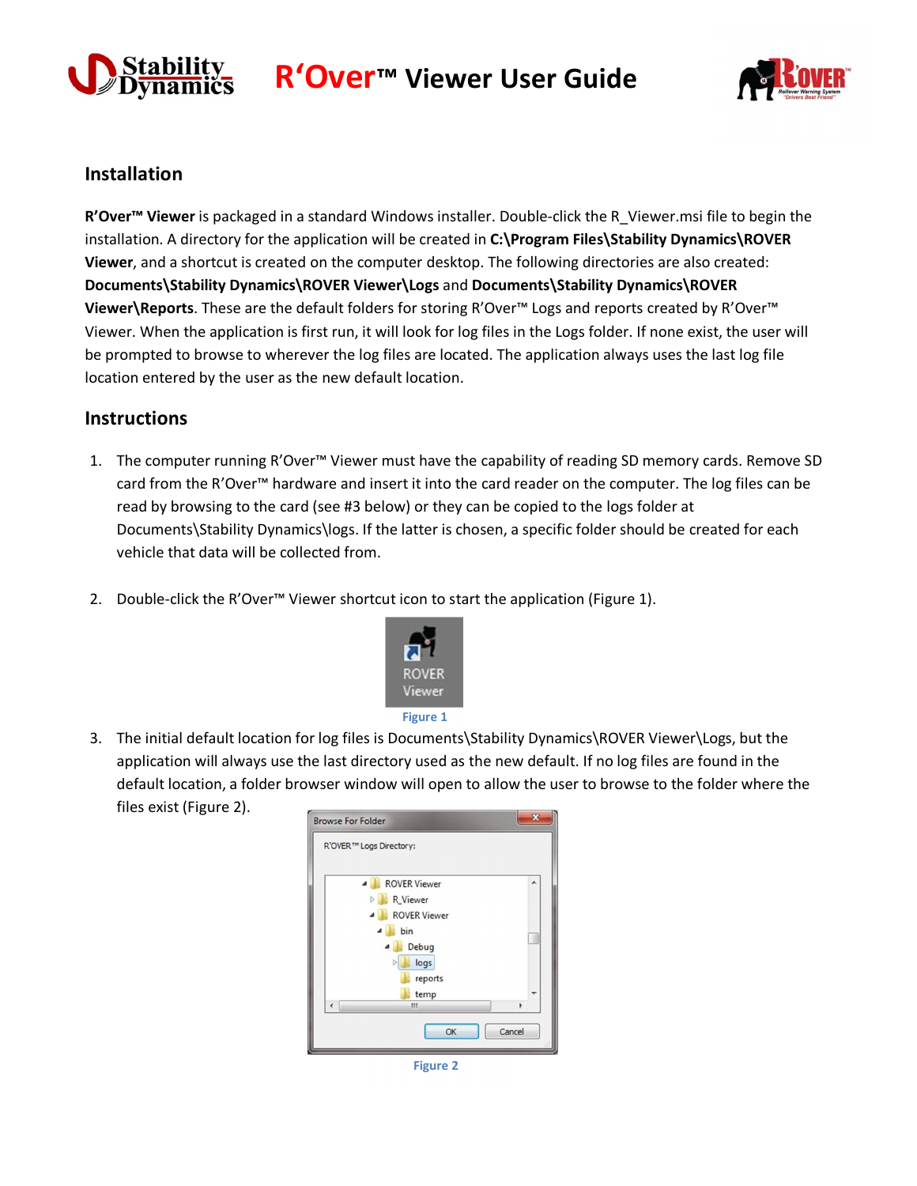# R'Over™ Viewer User Guide

## Installation

**R'Over™ Viewer** is packaged in a standard Windows installer. Double-click the R_Viewer.msi file to begin the installation. A directory for the application will be created in **C:\Program Files\Stability Dynamics\ROVER Viewer**, and a shortcut is created on the computer desktop. The following directories are also created: **Documents\Stability Dynamics\ROVER Viewer\Logs** and **Documents\Stability Dynamics\ROVER Viewer\Reports**. These are the default folders for storing R'Over™ Logs and reports created by R'Over™ Viewer. When the application is first run, it will look for log files in the Logs folder. If none exist, the user will be prompted to browse to wherever the log files are located. The application always uses the last log file location entered by the user as the new default location.

## Instructions

1. The computer running R'Over™ Viewer must have the capability of reading SD memory cards. Remove SD card from the R'Over™ hardware and insert it into the card reader on the computer. The log files can be read by browsing to the card (see #3 below) or they can be copied to the logs folder at Documents\Stability Dynamics\logs. If the latter is chosen, a specific folder should be created for each vehicle that data will be collected from.

2. Double-click the R'Over™ Viewer shortcut icon to start the application (Figure 1).

Figure 1

3. The initial default location for log files is Documents\Stability Dynamics\ROVER Viewer\Logs, but the application will always use the last directory used as the new default. If no log files are found in the default location, a folder browser window will open to allow the user to browse to the folder where the files exist (Figure 2).

Figure 2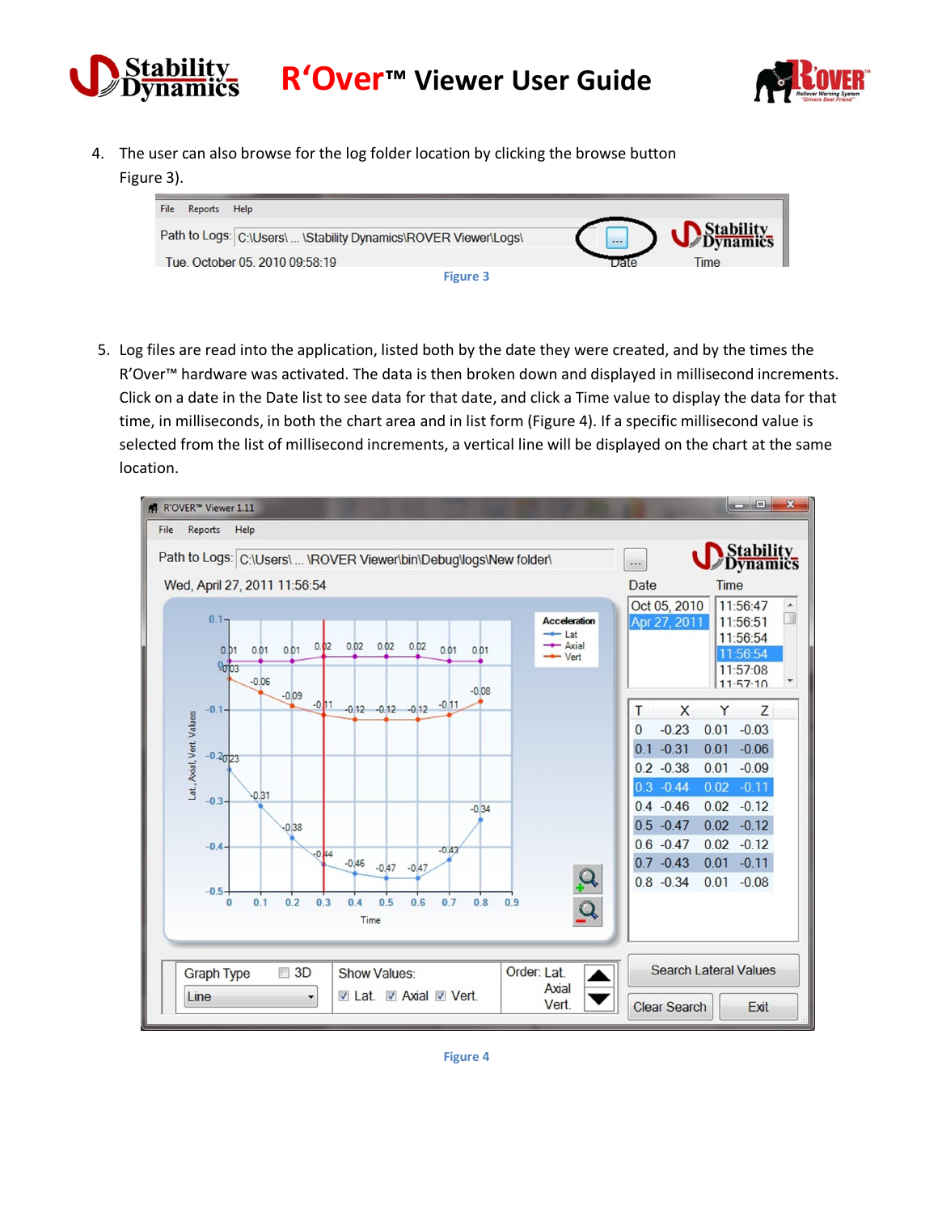4. The user can also browse for the log folder location by clicking the browse button Figure 3).

Figure 3

5. Log files are read into the application, listed both by the date they were created, and by the times the R'Over™ hardware was activated. The data is then broken down and displayed in millisecond increments. Click on a date in the Date list to see data for that date, and click a Time value to display the data for that time, in milliseconds, in both the chart area and in list form (Figure 4). If a specific millisecond value is selected from the list of millisecond increments, a vertical line will be displayed on the chart at the same location.

Figure 4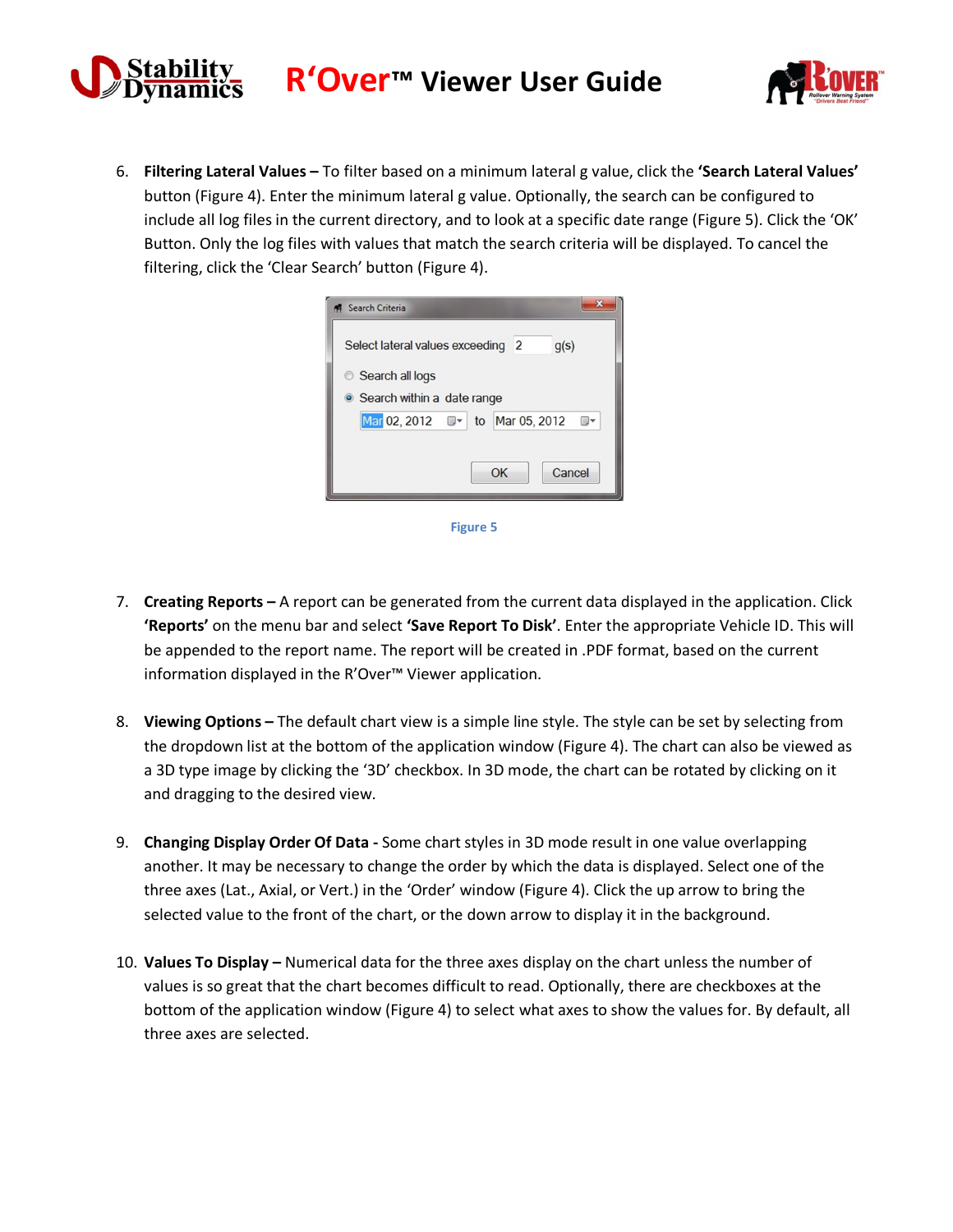6. **Filtering Lateral Values –** To filter based on a minimum lateral g value, click the **'Search Lateral Values'** button (Figure 4). Enter the minimum lateral g value. Optionally, the search can be configured to include all log files in the current directory, and to look at a specific date range (Figure 5). Click the 'OK' Button. Only the log files with values that match the search criteria will be displayed. To cancel the filtering, click the 'Clear Search' button (Figure 4).

Search Criteria

Select lateral values exceeding 2 g(s)

Search all logs

Search within a date range

Mar 02, 2012 to Mar 05, 2012

OK Cancel

Figure 5

7. **Creating Reports –** A report can be generated from the current data displayed in the application. Click **'Reports'** on the menu bar and select **'Save Report To Disk'**. Enter the appropriate Vehicle ID. This will be appended to the report name. The report will be created in .PDF format, based on the current information displayed in the R'Over™ Viewer application.

8. **Viewing Options –** The default chart view is a simple line style. The style can be set by selecting from the dropdown list at the bottom of the application window (Figure 4). The chart can also be viewed as a 3D type image by clicking the '3D' checkbox. In 3D mode, the chart can be rotated by clicking on it and dragging to the desired view.

9. **Changing Display Order Of Data -** Some chart styles in 3D mode result in one value overlapping another. It may be necessary to change the order by which the data is displayed. Select one of the three axes (Lat., Axial, or Vert.) in the 'Order' window (Figure 4). Click the up arrow to bring the selected value to the front of the chart, or the down arrow to display it in the background.

10. **Values To Display –** Numerical data for the three axes display on the chart unless the number of values is so great that the chart becomes difficult to read. Optionally, there are checkboxes at the bottom of the application window (Figure 4) to select what axes to show the values for. By default, all three axes are selected.